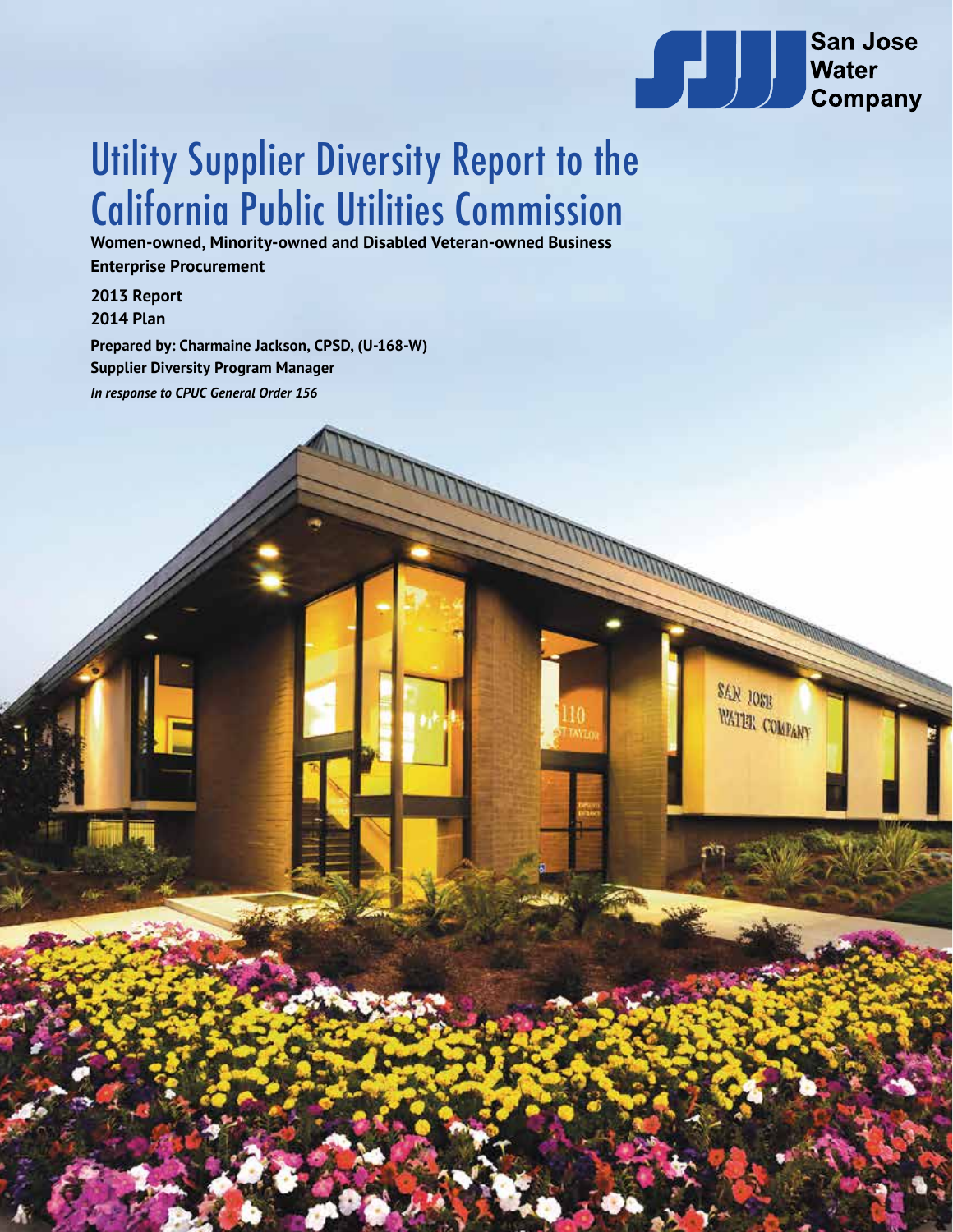San Jose Water Company

# Utility Supplier Diversity Report to the California Public Utilities Commission

**Women-owned, Minority-owned and Disabled Veteran-owned Business Enterprise Procurement**

**2013 Report**
**2014 Plan**

**Prepared by: Charmaine Jackson, CPSD, (U-168-W)**
**Supplier Diversity Program Manager**

***In response to CPUC General Order 156***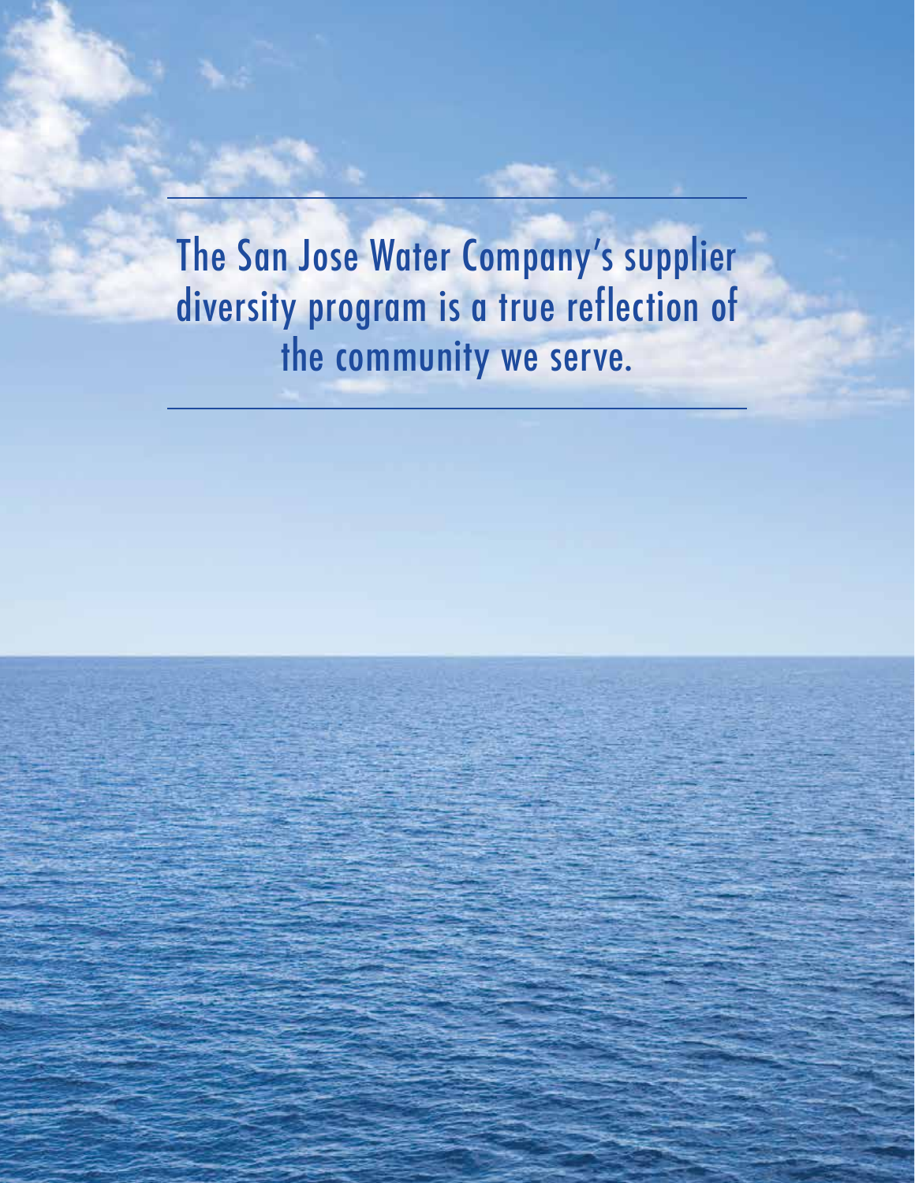The San Jose Water Company's supplier diversity program is a true reflection of the community we serve.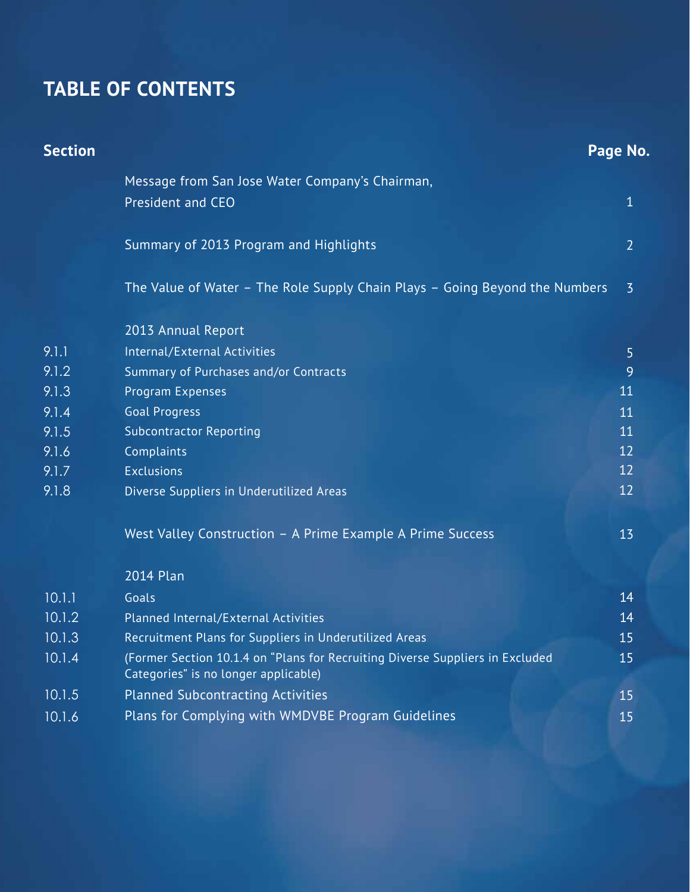# TABLE OF CONTENTS

| Section | | Page No. |
|---|---|---|
| | Message from San Jose Water Company's Chairman, President and CEO | 1 |
| | Summary of 2013 Program and Highlights | 2 |
| | The Value of Water – The Role Supply Chain Plays – Going Beyond the Numbers | 3 |
| | 2013 Annual Report | |
| 9.1.1 | Internal/External Activities | 5 |
| 9.1.2 | Summary of Purchases and/or Contracts | 9 |
| 9.1.3 | Program Expenses | 11 |
| 9.1.4 | Goal Progress | 11 |
| 9.1.5 | Subcontractor Reporting | 11 |
| 9.1.6 | Complaints | 12 |
| 9.1.7 | Exclusions | 12 |
| 9.1.8 | Diverse Suppliers in Underutilized Areas | 12 |
| | West Valley Construction – A Prime Example A Prime Success | 13 |
| | 2014 Plan | |
| 10.1.1 | Goals | 14 |
| 10.1.2 | Planned Internal/External Activities | 14 |
| 10.1.3 | Recruitment Plans for Suppliers in Underutilized Areas | 15 |
| 10.1.4 | (Former Section 10.1.4 on "Plans for Recruiting Diverse Suppliers in Excluded Categories" is no longer applicable) | 15 |
| 10.1.5 | Planned Subcontracting Activities | 15 |
| 10.1.6 | Plans for Complying with WMDVBE Program Guidelines | 15 |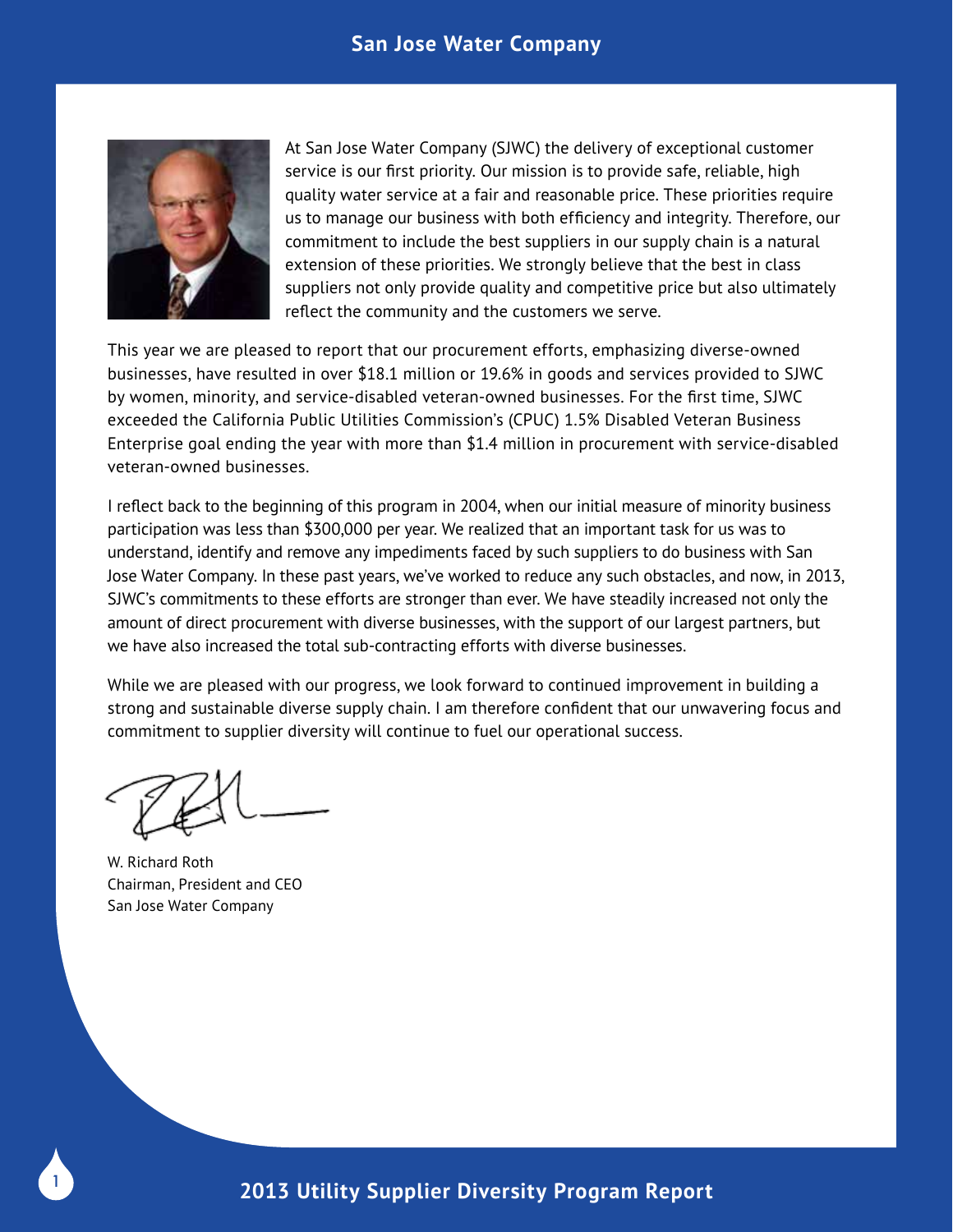At San Jose Water Company (SJWC) the delivery of exceptional customer service is our first priority. Our mission is to provide safe, reliable, high quality water service at a fair and reasonable price. These priorities require us to manage our business with both efficiency and integrity. Therefore, our commitment to include the best suppliers in our supply chain is a natural extension of these priorities. We strongly believe that the best in class suppliers not only provide quality and competitive price but also ultimately reflect the community and the customers we serve.

This year we are pleased to report that our procurement efforts, emphasizing diverse-owned businesses, have resulted in over $18.1 million or 19.6% in goods and services provided to SJWC by women, minority, and service-disabled veteran-owned businesses. For the first time, SJWC exceeded the California Public Utilities Commission's (CPUC) 1.5% Disabled Veteran Business Enterprise goal ending the year with more than $1.4 million in procurement with service-disabled veteran-owned businesses.

I reflect back to the beginning of this program in 2004, when our initial measure of minority business participation was less than $300,000 per year. We realized that an important task for us was to understand, identify and remove any impediments faced by such suppliers to do business with San Jose Water Company. In these past years, we've worked to reduce any such obstacles, and now, in 2013, SJWC's commitments to these efforts are stronger than ever. We have steadily increased not only the amount of direct procurement with diverse businesses, with the support of our largest partners, but we have also increased the total sub-contracting efforts with diverse businesses.

While we are pleased with our progress, we look forward to continued improvement in building a strong and sustainable diverse supply chain. I am therefore confident that our unwavering focus and commitment to supplier diversity will continue to fuel our operational success.

W. Richard Roth
Chairman, President and CEO
San Jose Water Company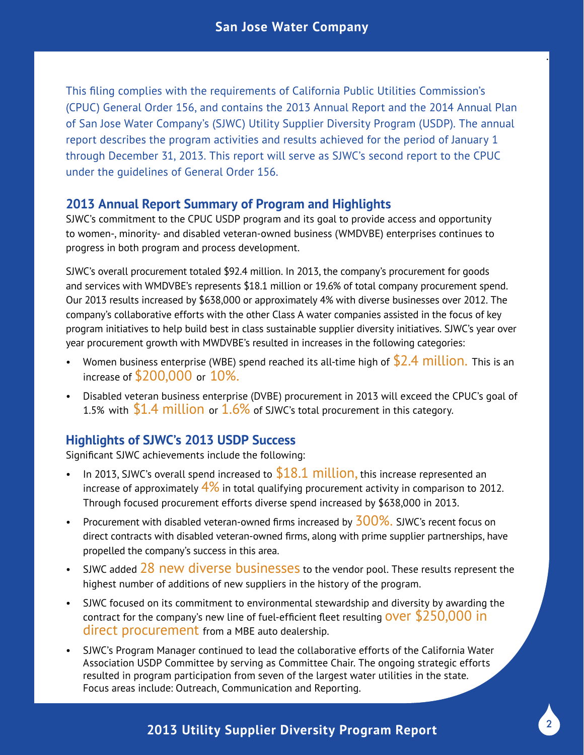This filing complies with the requirements of California Public Utilities Commission's (CPUC) General Order 156, and contains the 2013 Annual Report and the 2014 Annual Plan of San Jose Water Company's (SJWC) Utility Supplier Diversity Program (USDP). The annual report describes the program activities and results achieved for the period of January 1 through December 31, 2013. This report will serve as SJWC's second report to the CPUC under the guidelines of General Order 156.

## 2013 Annual Report Summary of Program and Highlights

SJWC's commitment to the CPUC USDP program and its goal to provide access and opportunity to women-, minority- and disabled veteran-owned business (WMDVBE) enterprises continues to progress in both program and process development.

SJWC's overall procurement totaled $92.4 million. In 2013, the company's procurement for goods and services with WMDVBE's represents $18.1 million or 19.6% of total company procurement spend. Our 2013 results increased by $638,000 or approximately 4% with diverse businesses over 2012. The company's collaborative efforts with the other Class A water companies assisted in the focus of key program initiatives to help build best in class sustainable supplier diversity initiatives. SJWC's year over year procurement growth with MWDVBE's resulted in increases in the following categories:

- Women business enterprise (WBE) spend reached its all-time high of $2.4 million. This is an increase of $200,000 or 10%.
- Disabled veteran business enterprise (DVBE) procurement in 2013 will exceed the CPUC's goal of 1.5% with $1.4 million or 1.6% of SJWC's total procurement in this category.

## Highlights of SJWC's 2013 USDP Success

Significant SJWC achievements include the following:

- In 2013, SJWC's overall spend increased to $18.1 million, this increase represented an increase of approximately 4% in total qualifying procurement activity in comparison to 2012. Through focused procurement efforts diverse spend increased by $638,000 in 2013.
- Procurement with disabled veteran-owned firms increased by 300%. SJWC's recent focus on direct contracts with disabled veteran-owned firms, along with prime supplier partnerships, have propelled the company's success in this area.
- SJWC added 28 new diverse businesses to the vendor pool. These results represent the highest number of additions of new suppliers in the history of the program.
- SJWC focused on its commitment to environmental stewardship and diversity by awarding the contract for the company's new line of fuel-efficient fleet resulting over $250,000 in direct procurement from a MBE auto dealership.
- SJWC's Program Manager continued to lead the collaborative efforts of the California Water Association USDP Committee by serving as Committee Chair. The ongoing strategic efforts resulted in program participation from seven of the largest water utilities in the state. Focus areas include: Outreach, Communication and Reporting.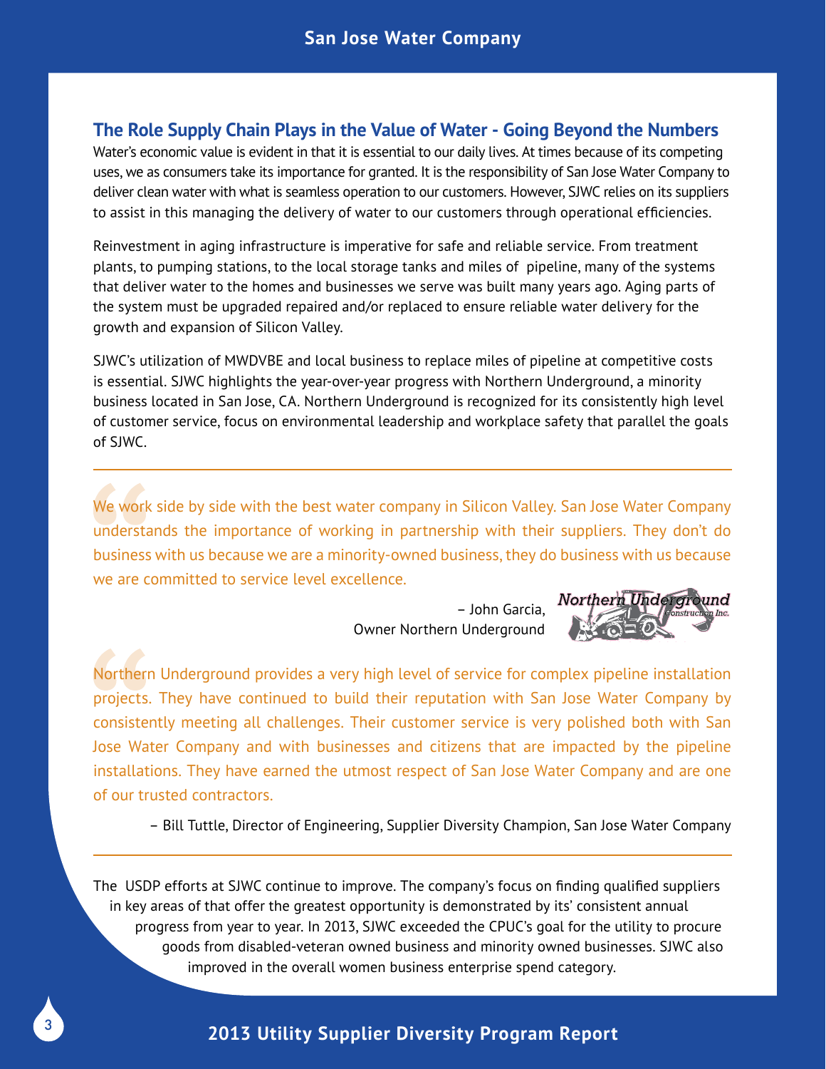## The Role Supply Chain Plays in the Value of Water - Going Beyond the Numbers

Water's economic value is evident in that it is essential to our daily lives. At times because of its competing uses, we as consumers take its importance for granted. It is the responsibility of San Jose Water Company to deliver clean water with what is seamless operation to our customers. However, SJWC relies on its suppliers to assist in this managing the delivery of water to our customers through operational efficiencies.

Reinvestment in aging infrastructure is imperative for safe and reliable service. From treatment plants, to pumping stations, to the local storage tanks and miles of pipeline, many of the systems that deliver water to the homes and businesses we serve was built many years ago. Aging parts of the system must be upgraded repaired and/or replaced to ensure reliable water delivery for the growth and expansion of Silicon Valley.

SJWC's utilization of MWDVBE and local business to replace miles of pipeline at competitive costs is essential. SJWC highlights the year-over-year progress with Northern Underground, a minority business located in San Jose, CA. Northern Underground is recognized for its consistently high level of customer service, focus on environmental leadership and workplace safety that parallel the goals of SJWC.

---

> We work side by side with the best water company in Silicon Valley. San Jose Water Company understands the importance of working in partnership with their suppliers. They don't do business with us because we are a minority-owned business, they do business with us because we are committed to service level excellence.
>
> – John Garcia, Owner Northern Underground

> Northern Underground provides a very high level of service for complex pipeline installation projects. They have continued to build their reputation with San Jose Water Company by consistently meeting all challenges. Their customer service is very polished both with San Jose Water Company and with businesses and citizens that are impacted by the pipeline installations. They have earned the utmost respect of San Jose Water Company and are one of our trusted contractors.
>
> – Bill Tuttle, Director of Engineering, Supplier Diversity Champion, San Jose Water Company

---

The USDP efforts at SJWC continue to improve. The company's focus on finding qualified suppliers in key areas of that offer the greatest opportunity is demonstrated by its' consistent annual progress from year to year. In 2013, SJWC exceeded the CPUC's goal for the utility to procure goods from disabled-veteran owned business and minority owned businesses. SJWC also improved in the overall women business enterprise spend category.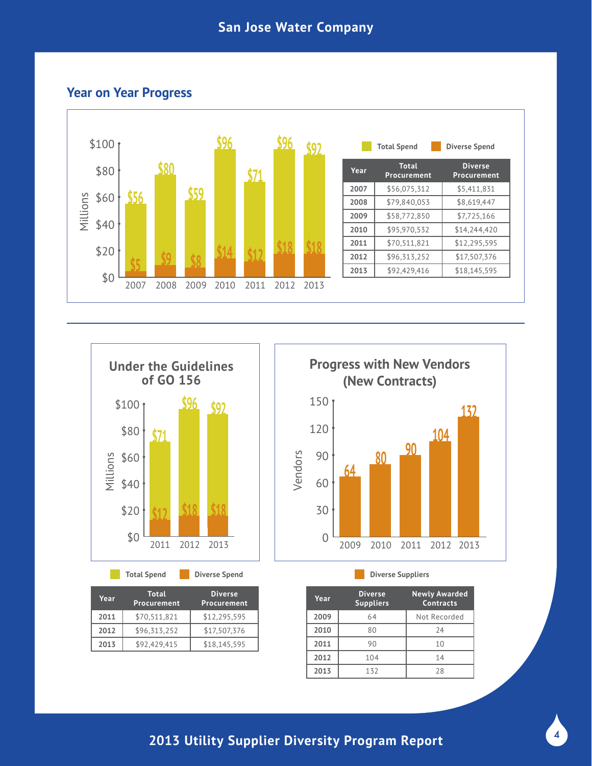## Year on Year Progress

Total Spend | Diverse Spend

| Year | Total Procurement | Diverse Procurement |
|---|---|---|
| 2007 | $56,075,312 | $5,411,831 |
| 2008 | $79,840,053 | $8,619,447 |
| 2009 | $58,772,850 | $7,725,166 |
| 2010 | $95,970,532 | $14,244,420 |
| 2011 | $70,511,821 | $12,295,595 |
| 2012 | $96,313,252 | $17,507,376 |
| 2013 | $92,429,416 | $18,145,595 |

### Under the Guidelines of GO 156

Total Spend | Diverse Spend

| Year | Total Procurement | Diverse Procurement |
|---|---|---|
| 2011 | $70,511,821 | $12,295,595 |
| 2012 | $96,313,252 | $17,507,376 |
| 2013 | $92,429,415 | $18,145,595 |

### Progress with New Vendors (New Contracts)

Diverse Suppliers

| Year | Diverse Suppliers | Newly Awarded Contracts |
|---|---|---|
| 2009 | 64 | Not Recorded |
| 2010 | 80 | 24 |
| 2011 | 90 | 10 |
| 2012 | 104 | 14 |
| 2013 | 132 | 28 |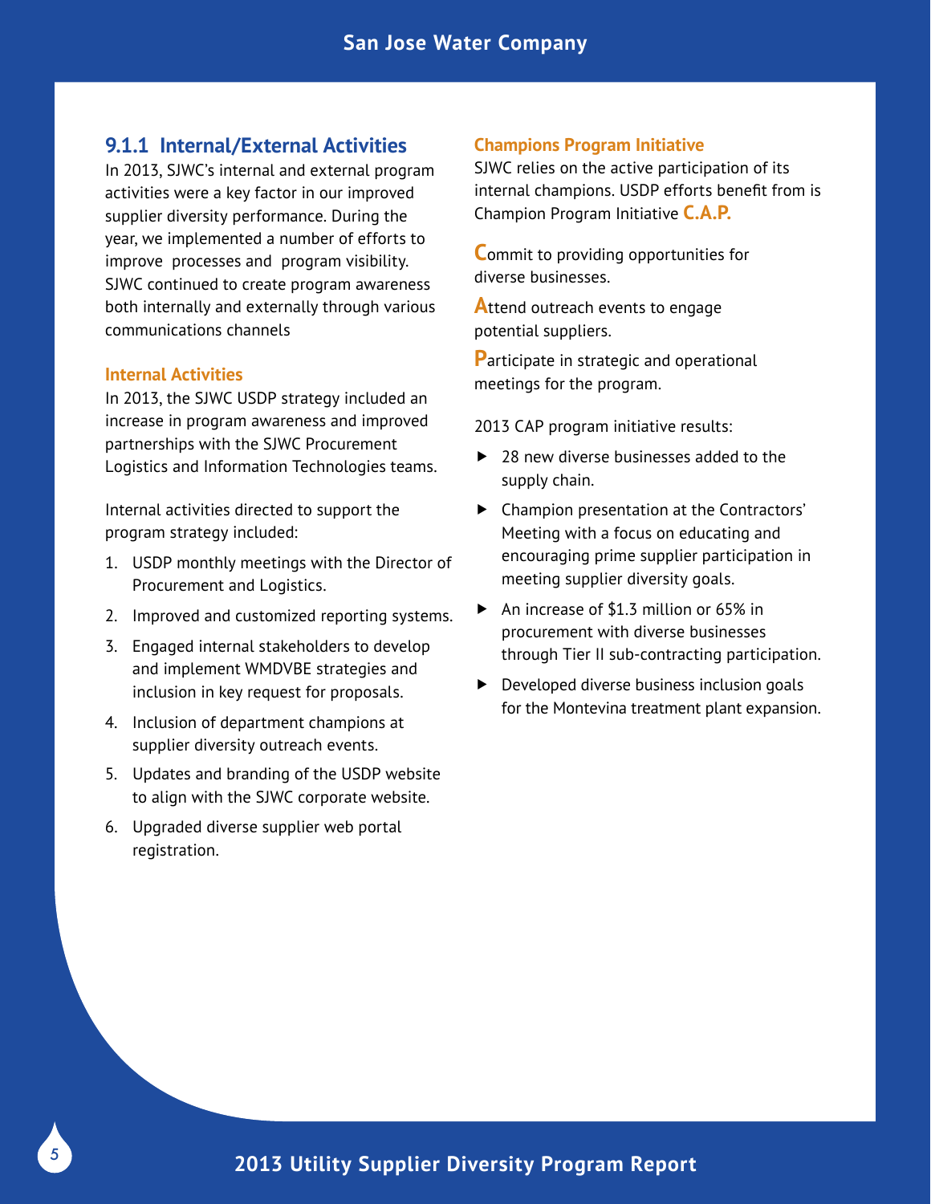### 9.1.1 Internal/External Activities

In 2013, SJWC's internal and external program activities were a key factor in our improved supplier diversity performance. During the year, we implemented a number of efforts to improve processes and program visibility. SJWC continued to create program awareness both internally and externally through various communications channels

#### Internal Activities

In 2013, the SJWC USDP strategy included an increase in program awareness and improved partnerships with the SJWC Procurement Logistics and Information Technologies teams.

Internal activities directed to support the program strategy included:

1. USDP monthly meetings with the Director of Procurement and Logistics.
2. Improved and customized reporting systems.
3. Engaged internal stakeholders to develop and implement WMDVBE strategies and inclusion in key request for proposals.
4. Inclusion of department champions at supplier diversity outreach events.
5. Updates and branding of the USDP website to align with the SJWC corporate website.
6. Upgraded diverse supplier web portal registration.

#### Champions Program Initiative

SJWC relies on the active participation of its internal champions. USDP efforts benefit from is Champion Program Initiative **C.A.P.**

**C**ommit to providing opportunities for diverse businesses.

**A**ttend outreach events to engage potential suppliers.

**P**articipate in strategic and operational meetings for the program.

2013 CAP program initiative results:

- 28 new diverse businesses added to the supply chain.
- Champion presentation at the Contractors' Meeting with a focus on educating and encouraging prime supplier participation in meeting supplier diversity goals.
- An increase of $1.3 million or 65% in procurement with diverse businesses through Tier II sub-contracting participation.
- Developed diverse business inclusion goals for the Montevina treatment plant expansion.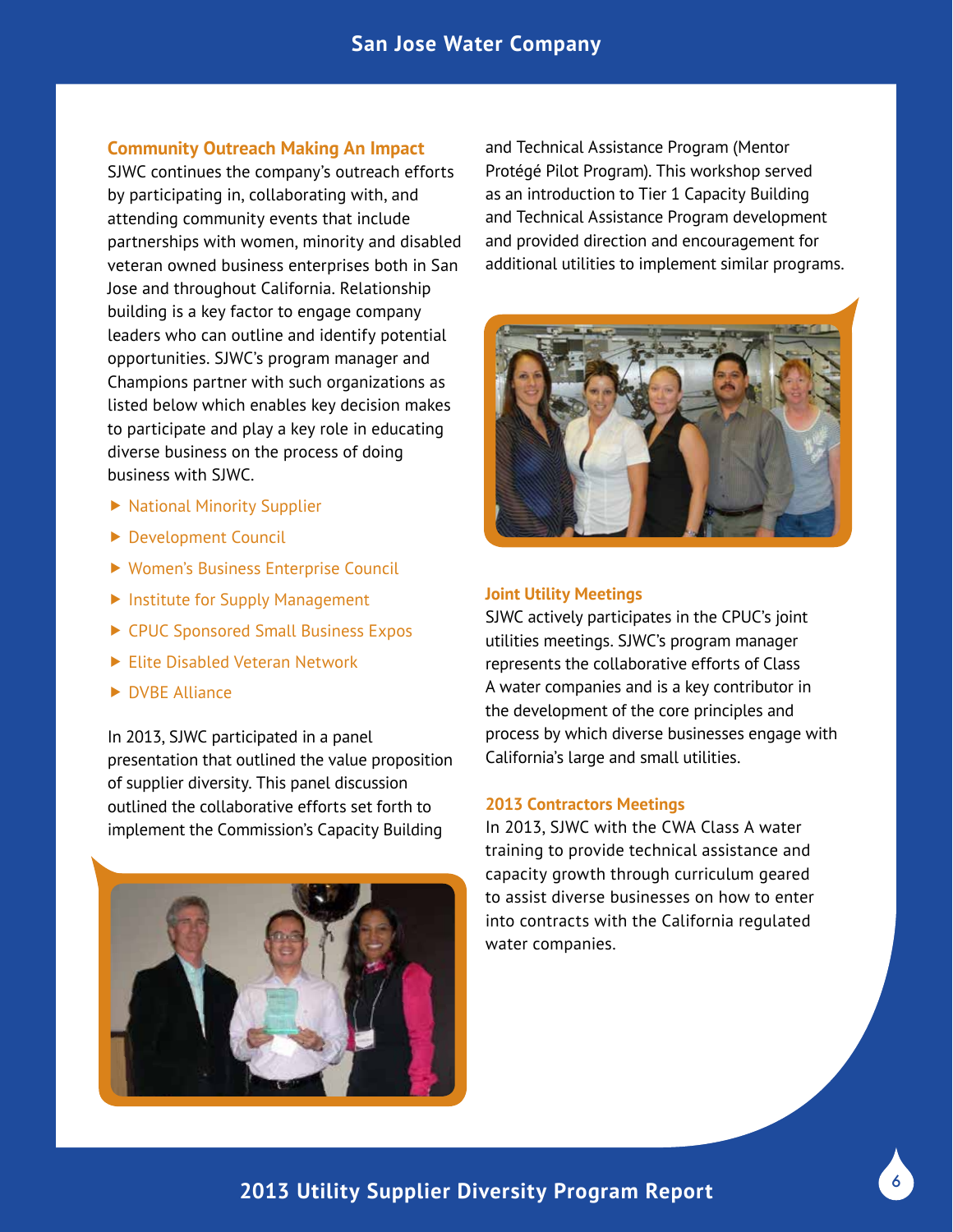## Community Outreach Making An Impact

SJWC continues the company's outreach efforts by participating in, collaborating with, and attending community events that include partnerships with women, minority and disabled veteran owned business enterprises both in San Jose and throughout California. Relationship building is a key factor to engage company leaders who can outline and identify potential opportunities. SJWC's program manager and Champions partner with such organizations as listed below which enables key decision makes to participate and play a key role in educating diverse business on the process of doing business with SJWC.

- National Minority Supplier
- Development Council
- Women's Business Enterprise Council
- Institute for Supply Management
- CPUC Sponsored Small Business Expos
- Elite Disabled Veteran Network
- DVBE Alliance

In 2013, SJWC participated in a panel presentation that outlined the value proposition of supplier diversity. This panel discussion outlined the collaborative efforts set forth to implement the Commission's Capacity Building and Technical Assistance Program (Mentor Protégé Pilot Program). This workshop served as an introduction to Tier 1 Capacity Building and Technical Assistance Program development and provided direction and encouragement for additional utilities to implement similar programs.

## Joint Utility Meetings

SJWC actively participates in the CPUC's joint utilities meetings. SJWC's program manager represents the collaborative efforts of Class A water companies and is a key contributor in the development of the core principles and process by which diverse businesses engage with California's large and small utilities.

## 2013 Contractors Meetings

In 2013, SJWC with the CWA Class A water training to provide technical assistance and capacity growth through curriculum geared to assist diverse businesses on how to enter into contracts with the California regulated water companies.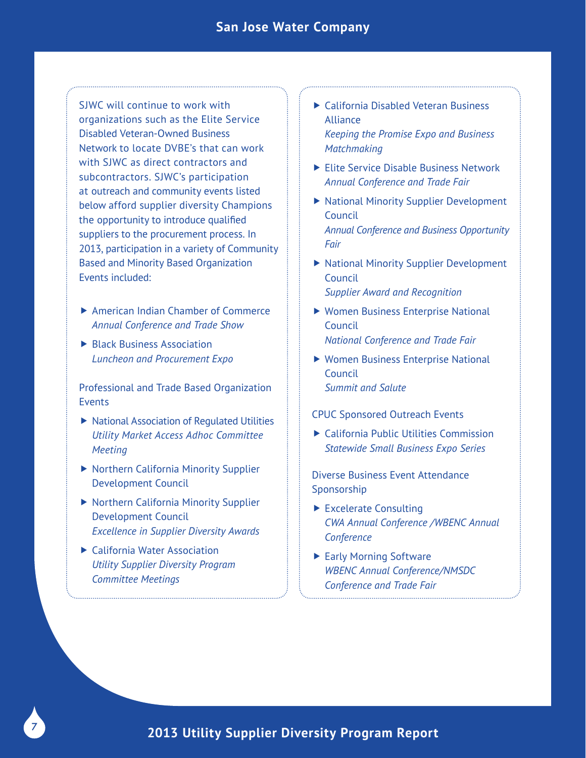SJWC will continue to work with organizations such as the Elite Service Disabled Veteran-Owned Business Network to locate DVBE's that can work with SJWC as direct contractors and subcontractors. SJWC's participation at outreach and community events listed below afford supplier diversity Champions the opportunity to introduce qualified suppliers to the procurement process. In 2013, participation in a variety of Community Based and Minority Based Organization Events included:

- American Indian Chamber of Commerce
  *Annual Conference and Trade Show*
- Black Business Association
  *Luncheon and Procurement Expo*

Professional and Trade Based Organization Events

- National Association of Regulated Utilities
  *Utility Market Access Adhoc Committee Meeting*
- Northern California Minority Supplier Development Council
- Northern California Minority Supplier Development Council
  *Excellence in Supplier Diversity Awards*
- California Water Association
  *Utility Supplier Diversity Program Committee Meetings*
- California Disabled Veteran Business Alliance
  *Keeping the Promise Expo and Business Matchmaking*
- Elite Service Disable Business Network
  *Annual Conference and Trade Fair*
- National Minority Supplier Development Council
  *Annual Conference and Business Opportunity Fair*
- National Minority Supplier Development Council
  *Supplier Award and Recognition*
- Women Business Enterprise National Council
  *National Conference and Trade Fair*
- Women Business Enterprise National Council
  *Summit and Salute*

CPUC Sponsored Outreach Events

- California Public Utilities Commission
  *Statewide Small Business Expo Series*

Diverse Business Event Attendance Sponsorship

- Excelerate Consulting
  *CWA Annual Conference /WBENC Annual Conference*
- Early Morning Software
  *WBENC Annual Conference/NMSDC Conference and Trade Fair*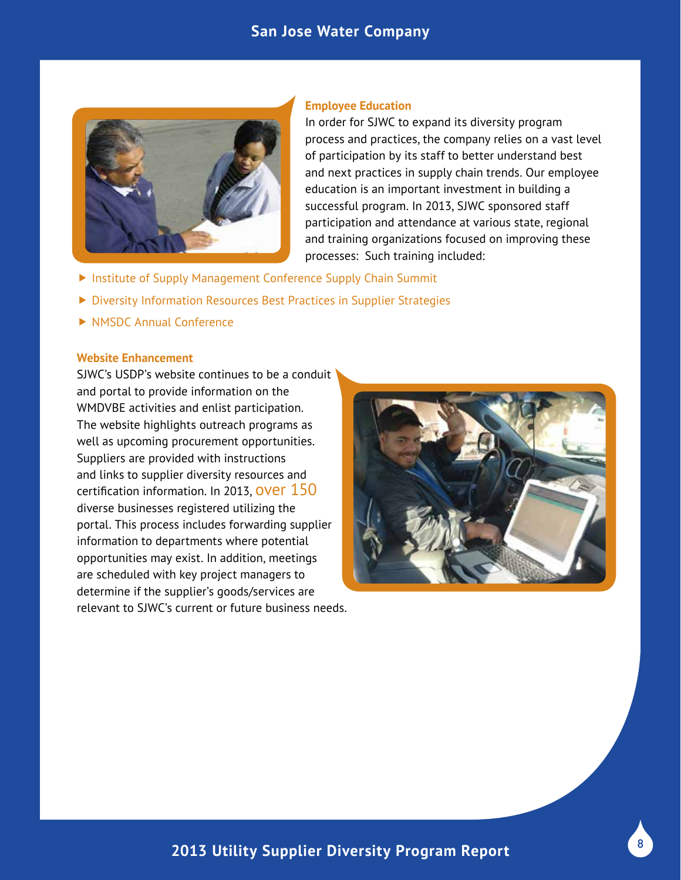### Employee Education

In order for SJWC to expand its diversity program process and practices, the company relies on a vast level of participation by its staff to better understand best and next practices in supply chain trends. Our employee education is an important investment in building a successful program. In 2013, SJWC sponsored staff participation and attendance at various state, regional and training organizations focused on improving these processes: Such training included:

- Institute of Supply Management Conference Supply Chain Summit
- Diversity Information Resources Best Practices in Supplier Strategies
- NMSDC Annual Conference

### Website Enhancement

SJWC's USDP's website continues to be a conduit and portal to provide information on the WMDVBE activities and enlist participation. The website highlights outreach programs as well as upcoming procurement opportunities. Suppliers are provided with instructions and links to supplier diversity resources and certification information. In 2013, over 150 diverse businesses registered utilizing the portal. This process includes forwarding supplier information to departments where potential opportunities may exist. In addition, meetings are scheduled with key project managers to determine if the supplier's goods/services are relevant to SJWC's current or future business needs.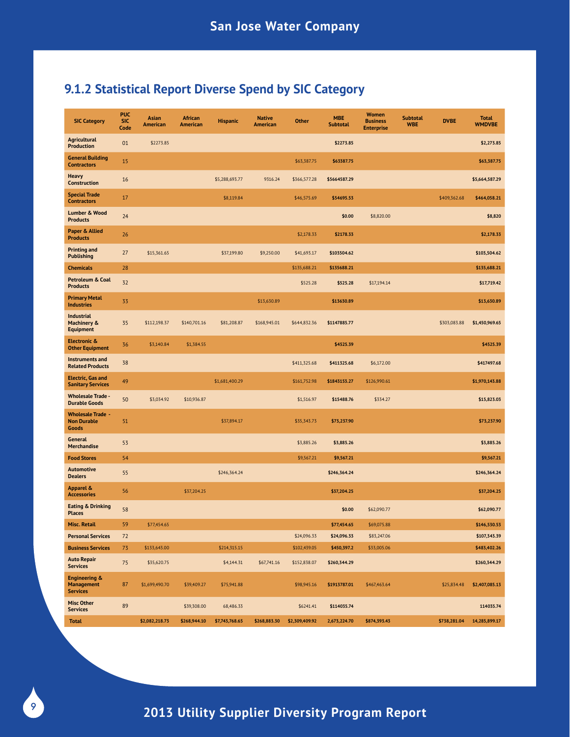## 9.1.2 Statistical Report Diverse Spend by SIC Category

| SIC Category | PUC SIC Code | Asian American | African American | Hispanic | Native American | Other | MBE Subtotal | Women Business Enterprise | Subtotal WBE | DVBE | Total WMDVBE |
|---|---|---|---|---|---|---|---|---|---|---|---|
| Agricultural Production | 01 | $2273.85 | | | | | $2273.85 | | | | $2,273.85 |
| General Building Contractors | 15 | | | | | $63,387.75 | $63387.75 | | | | $63,387.75 |
| Heavy Construction | 16 | | | $5,288,693.77 | 9316.24 | $366,577.28 | $5664587.29 | | | | $5,664,587.29 |
| Special Trade Contractors | 17 | | | $8,119.84 | | $46,575.69 | $54695.53 | | | $409,362.68 | $464,058.21 |
| Lumber & Wood Products | 24 | | | | | | $0.00 | $8,820.00 | | | $8,820 |
| Paper & Allied Products | 26 | | | | | $2,178.33 | $2178.33 | | | | $2,178.33 |
| Printing and Publishing | 27 | $15,361.65 | | $37,199.80 | $9,250.00 | $41,693.17 | $103504.62 | | | | $103,504.62 |
| Chemicals | 28 | | | | | $135,688.21 | $135688.21 | | | | $135,688.21 |
| Petroleum & Coal Products | 32 | | | | | $525.28 | $525.28 | $17,194.14 | | | $17,719.42 |
| Primary Metal Industries | 33 | | | | $13,630.89 | | $13630.89 | | | | $13,630.89 |
| Industrial Machinery & Equipment | 35 | $112,198.37 | $140,701.16 | $81,208.87 | $168,945.01 | $644,832.36 | $1147885.77 | | | $303,083.88 | $1,450,969.65 |
| Electronic & Other Equipment | 36 | $3,140.84 | $1,384.55 | | | | $4525.39 | | | | $4525.39 |
| Instruments and Related Products | 38 | | | | | $411,325.68 | $411325.68 | $6,172.00 | | | $417497.68 |
| Electric, Gas and Sanitary Services | 49 | | | $1,681,400.29 | | $161,752.98 | $1843153.27 | $126,990.61 | | | $1,970,143.88 |
| Wholesale Trade - Durable Goods | 50 | $3,034.92 | $10,936.87 | | | $1,516.97 | $15488.76 | $334.27 | | | $15,823.03 |
| Wholesale Trade - Non Durable Goods | 51 | | | $37,894.17 | | $35,343.73 | $73,237.90 | | | | $73,237.90 |
| General Merchandise | 53 | | | | | $3,885.26 | $3,885.26 | | | | $3,885.26 |
| Food Stores | 54 | | | | | $9,567.21 | $9,567.21 | | | | $9,567.21 |
| Automotive Dealers | 55 | | | $246,364.24 | | | $246,364.24 | | | | $246,364.24 |
| Apparel & Accessories | 56 | | $37,204.25 | | | | $37,204.25 | | | | $37,204.25 |
| Eating & Drinking Places | 58 | | | | | | $0.00 | $62,090.77 | | | $62,090.77 |
| Misc. Retail | 59 | $77,454.65 | | | | | $77,454.65 | $69,075.88 | | | $146,530.53 |
| Personal Services | 72 | | | | | $24,096.33 | $24,096.33 | $83,247.06 | | | $107,343.39 |
| Business Services | 73 | $133,643.00 | | $214,315.15 | | $102,439.05 | $450,397.2 | $33,005.06 | | | $483,402.26 |
| Auto Repair Services | 75 | $35,620.75 | | $4,144.31 | $67,741.16 | $152,838.07 | $260,344.29 | | | | $260,344.29 |
| Engineering & Management Services | 87 | $1,699,490.70 | $39,409.27 | $75,941.88 | | $98,945.16 | $1913787.01 | $467,463.64 | | $25,834.48 | $2,407,085.13 |
| Misc Other Services | 89 | | $39,308.00 | 68,486.33 | | $6241.41 | $114035.74 | | | | 114035.74 |
| Total | | $2,082,218.73 | $268,944.10 | $7,743,768.65 | $268,883.30 | $2,309,409.92 | 2,673,224.70 | $874,393.43 | | $738,281.04 | 14,285,899.17 |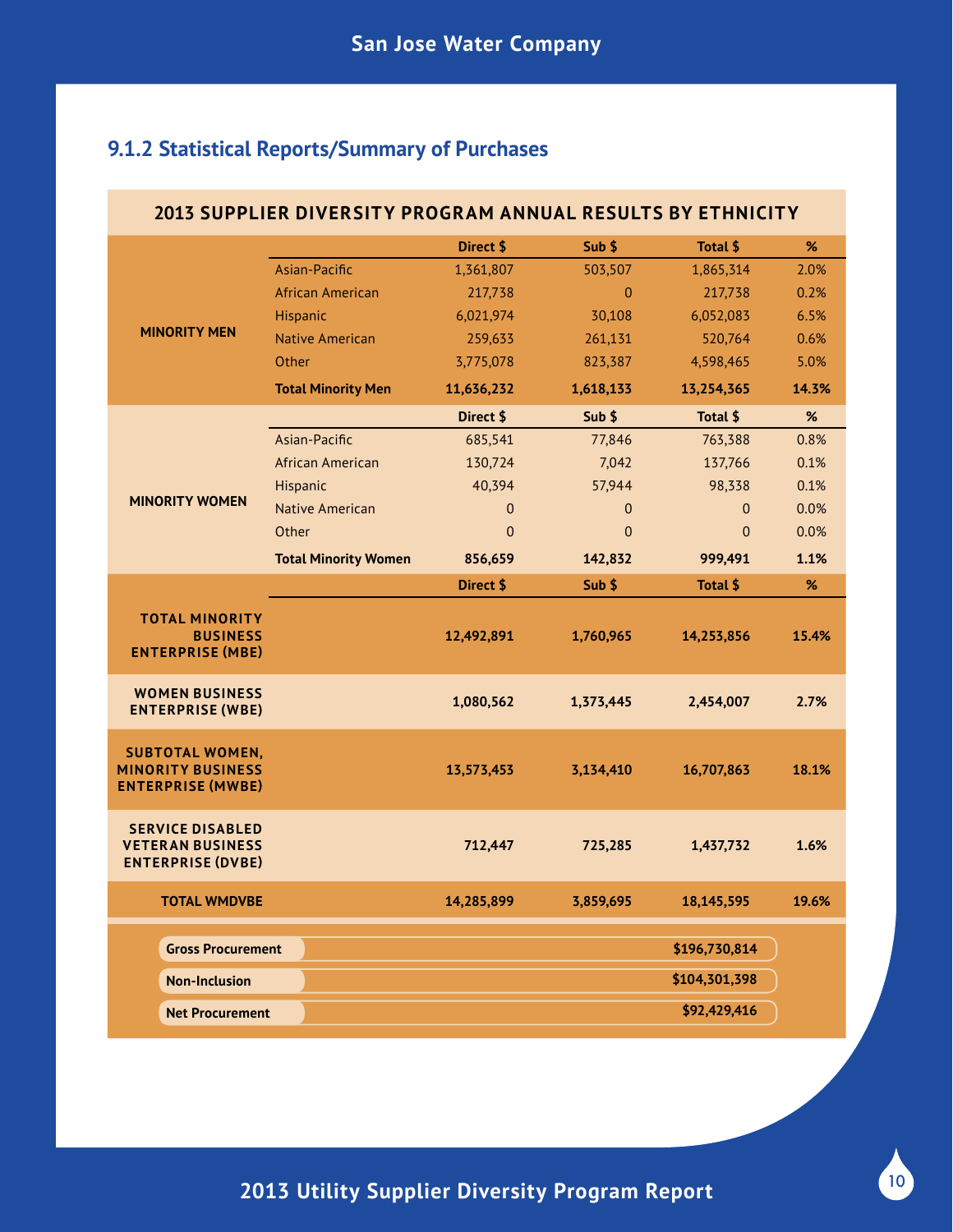## 9.1.2 Statistical Reports/Summary of Purchases

**2013 SUPPLIER DIVERSITY PROGRAM ANNUAL RESULTS BY ETHNICITY**

| | | Direct $ | Sub $ | Total $ | % |
|---|---|---|---|---|---|
| **MINORITY MEN** | Asian-Pacific | 1,361,807 | 503,507 | 1,865,314 | 2.0% |
| | African American | 217,738 | 0 | 217,738 | 0.2% |
| | Hispanic | 6,021,974 | 30,108 | 6,052,083 | 6.5% |
| | Native American | 259,633 | 261,131 | 520,764 | 0.6% |
| | Other | 3,775,078 | 823,387 | 4,598,465 | 5.0% |
| | **Total Minority Men** | **11,636,232** | **1,618,133** | **13,254,365** | **14.3%** |
| | | **Direct $** | **Sub $** | **Total $** | **%** |
| **MINORITY WOMEN** | Asian-Pacific | 685,541 | 77,846 | 763,388 | 0.8% |
| | African American | 130,724 | 7,042 | 137,766 | 0.1% |
| | Hispanic | 40,394 | 57,944 | 98,338 | 0.1% |
| | Native American | 0 | 0 | 0 | 0.0% |
| | Other | 0 | 0 | 0 | 0.0% |
| | **Total Minority Women** | **856,659** | **142,832** | **999,491** | **1.1%** |
| | | **Direct $** | **Sub $** | **Total $** | **%** |
| **TOTAL MINORITY BUSINESS ENTERPRISE (MBE)** | | **12,492,891** | **1,760,965** | **14,253,856** | **15.4%** |
| **WOMEN BUSINESS ENTERPRISE (WBE)** | | **1,080,562** | **1,373,445** | **2,454,007** | **2.7%** |
| **SUBTOTAL WOMEN, MINORITY BUSINESS ENTERPRISE (MWBE)** | | **13,573,453** | **3,134,410** | **16,707,863** | **18.1%** |
| **SERVICE DISABLED VETERAN BUSINESS ENTERPRISE (DVBE)** | | **712,447** | **725,285** | **1,437,732** | **1.6%** |
| **TOTAL WMDVBE** | | **14,285,899** | **3,859,695** | **18,145,595** | **19.6%** |

| | |
|---|---|
| **Gross Procurement** | **$196,730,814** |
| **Non-Inclusion** | **$104,301,398** |
| **Net Procurement** | **$92,429,416** |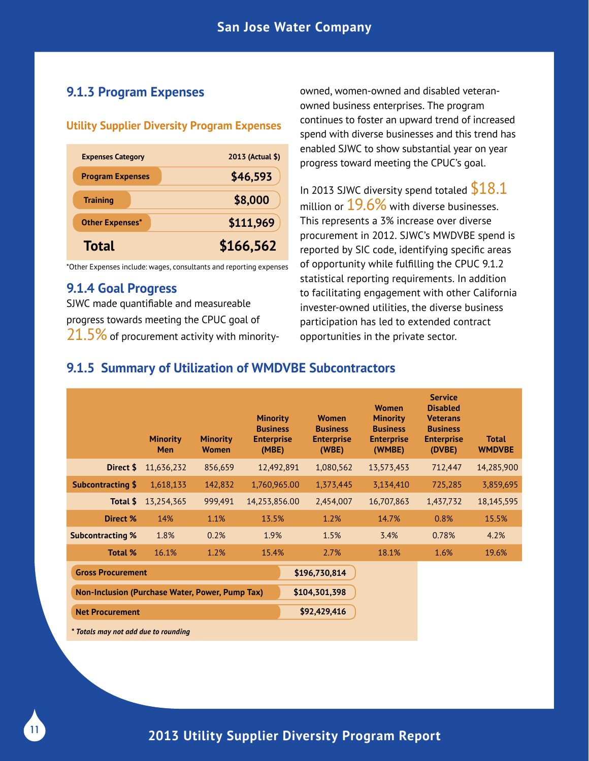### 9.1.3 Program Expenses

#### Utility Supplier Diversity Program Expenses

| Expenses Category | 2013 (Actual $) |
|---|---|
| Program Expenses | $46,593 |
| Training | $8,000 |
| Other Expenses* | $111,969 |
| **Total** | **$166,562** |

*Other Expenses include: wages, consultants and reporting expenses

### 9.1.4 Goal Progress

SJWC made quantifiable and measureable progress towards meeting the CPUC goal of 21.5% of procurement activity with minority-owned, women-owned and disabled veteran-owned business enterprises. The program continues to foster an upward trend of increased spend with diverse businesses and this trend has enabled SJWC to show substantial year on year progress toward meeting the CPUC's goal.

In 2013 SJWC diversity spend totaled $18.1 million or 19.6% with diverse businesses. This represents a 3% increase over diverse procurement in 2012. SJWC's MWDVBE spend is reported by SIC code, identifying specific areas of opportunity while fulfilling the CPUC 9.1.2 statistical reporting requirements. In addition to facilitating engagement with other California invester-owned utilities, the diverse business participation has led to extended contract opportunities in the private sector.

### 9.1.5 Summary of Utilization of WMDVBE Subcontractors

| | Minority Men | Minority Women | Minority Business Enterprise (MBE) | Women Business Enterprise (WBE) | Women Minority Business Enterprise (WMBE) | Service Disabled Veterans Business Enterprise (DVBE) | Total WMDVBE |
|---|---|---|---|---|---|---|---|
| Direct $ | 11,636,232 | 856,659 | 12,492,891 | 1,080,562 | 13,573,453 | 712,447 | 14,285,900 |
| Subcontracting $ | 1,618,133 | 142,832 | 1,760,965.00 | 1,373,445 | 3,134,410 | 725,285 | 3,859,695 |
| Total $ | 13,254,365 | 999,491 | 14,253,856.00 | 2,454,007 | 16,707,863 | 1,437,732 | 18,145,595 |
| Direct % | 14% | 1.1% | 13.5% | 1.2% | 14.7% | 0.8% | 15.5% |
| Subcontracting % | 1.8% | 0.2% | 1.9% | 1.5% | 3.4% | 0.78% | 4.2% |
| Total % | 16.1% | 1.2% | 15.4% | 2.7% | 18.1% | 1.6% | 19.6% |

| | |
|---|---|
| Gross Procurement | $196,730,814 |
| Non-Inclusion (Purchase Water, Power, Pump Tax) | $104,301,398 |
| Net Procurement | $92,429,416 |

*\* Totals may not add due to rounding*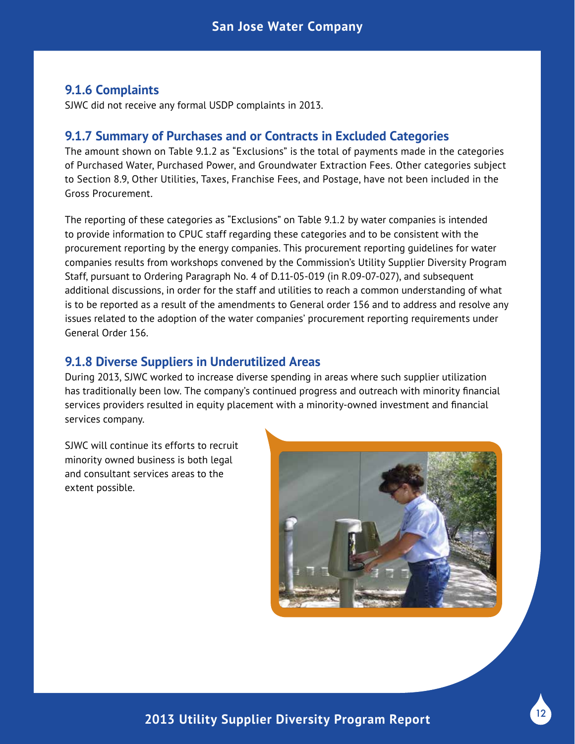### 9.1.6 Complaints

SJWC did not receive any formal USDP complaints in 2013.

### 9.1.7 Summary of Purchases and or Contracts in Excluded Categories

The amount shown on Table 9.1.2 as "Exclusions" is the total of payments made in the categories of Purchased Water, Purchased Power, and Groundwater Extraction Fees. Other categories subject to Section 8.9, Other Utilities, Taxes, Franchise Fees, and Postage, have not been included in the Gross Procurement.

The reporting of these categories as "Exclusions" on Table 9.1.2 by water companies is intended to provide information to CPUC staff regarding these categories and to be consistent with the procurement reporting by the energy companies. This procurement reporting guidelines for water companies results from workshops convened by the Commission's Utility Supplier Diversity Program Staff, pursuant to Ordering Paragraph No. 4 of D.11-05-019 (in R.09-07-027), and subsequent additional discussions, in order for the staff and utilities to reach a common understanding of what is to be reported as a result of the amendments to General order 156 and to address and resolve any issues related to the adoption of the water companies' procurement reporting requirements under General Order 156.

### 9.1.8 Diverse Suppliers in Underutilized Areas

During 2013, SJWC worked to increase diverse spending in areas where such supplier utilization has traditionally been low. The company's continued progress and outreach with minority financial services providers resulted in equity placement with a minority-owned investment and financial services company.

SJWC will continue its efforts to recruit minority owned business is both legal and consultant services areas to the extent possible.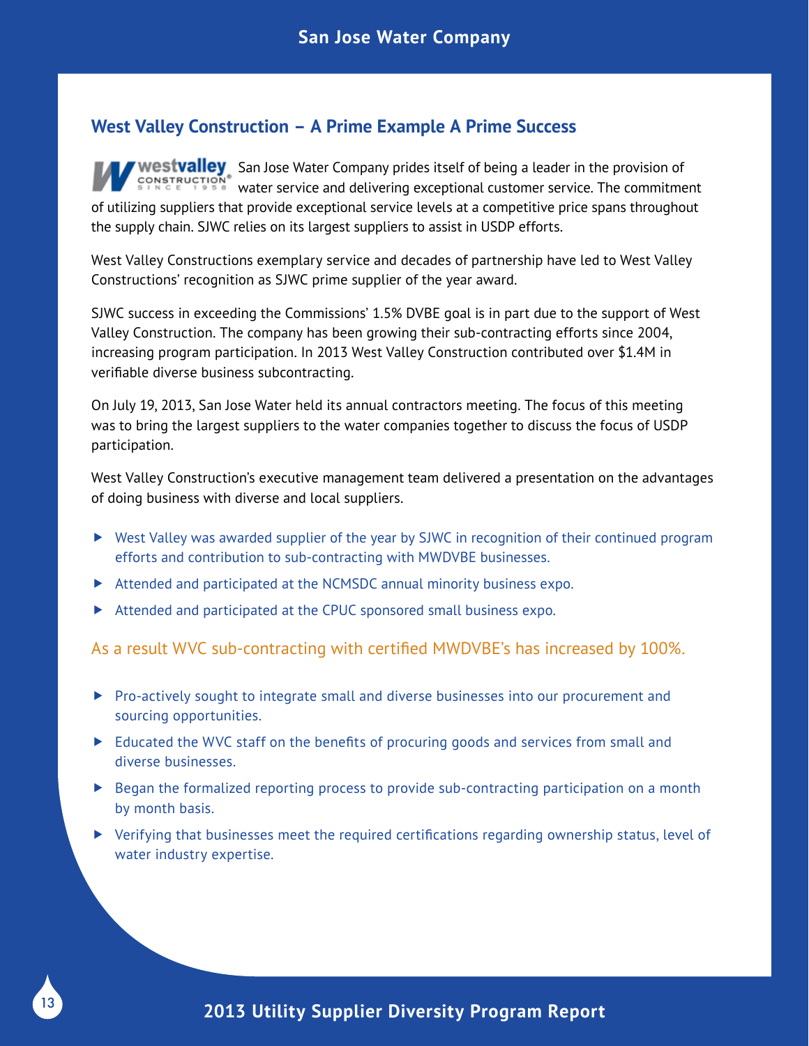## West Valley Construction – A Prime Example A Prime Success

San Jose Water Company prides itself of being a leader in the provision of water service and delivering exceptional customer service. The commitment of utilizing suppliers that provide exceptional service levels at a competitive price spans throughout the supply chain. SJWC relies on its largest suppliers to assist in USDP efforts.

West Valley Constructions exemplary service and decades of partnership have led to West Valley Constructions' recognition as SJWC prime supplier of the year award.

SJWC success in exceeding the Commissions' 1.5% DVBE goal is in part due to the support of West Valley Construction. The company has been growing their sub-contracting efforts since 2004, increasing program participation. In 2013 West Valley Construction contributed over $1.4M in verifiable diverse business subcontracting.

On July 19, 2013, San Jose Water held its annual contractors meeting. The focus of this meeting was to bring the largest suppliers to the water companies together to discuss the focus of USDP participation.

West Valley Construction's executive management team delivered a presentation on the advantages of doing business with diverse and local suppliers.

- West Valley was awarded supplier of the year by SJWC in recognition of their continued program efforts and contribution to sub-contracting with MWDVBE businesses.
- Attended and participated at the NCMSDC annual minority business expo.
- Attended and participated at the CPUC sponsored small business expo.

As a result WVC sub-contracting with certified MWDVBE's has increased by 100%.

- Pro-actively sought to integrate small and diverse businesses into our procurement and sourcing opportunities.
- Educated the WVC staff on the benefits of procuring goods and services from small and diverse businesses.
- Began the formalized reporting process to provide sub-contracting participation on a month by month basis.
- Verifying that businesses meet the required certifications regarding ownership status, level of water industry expertise.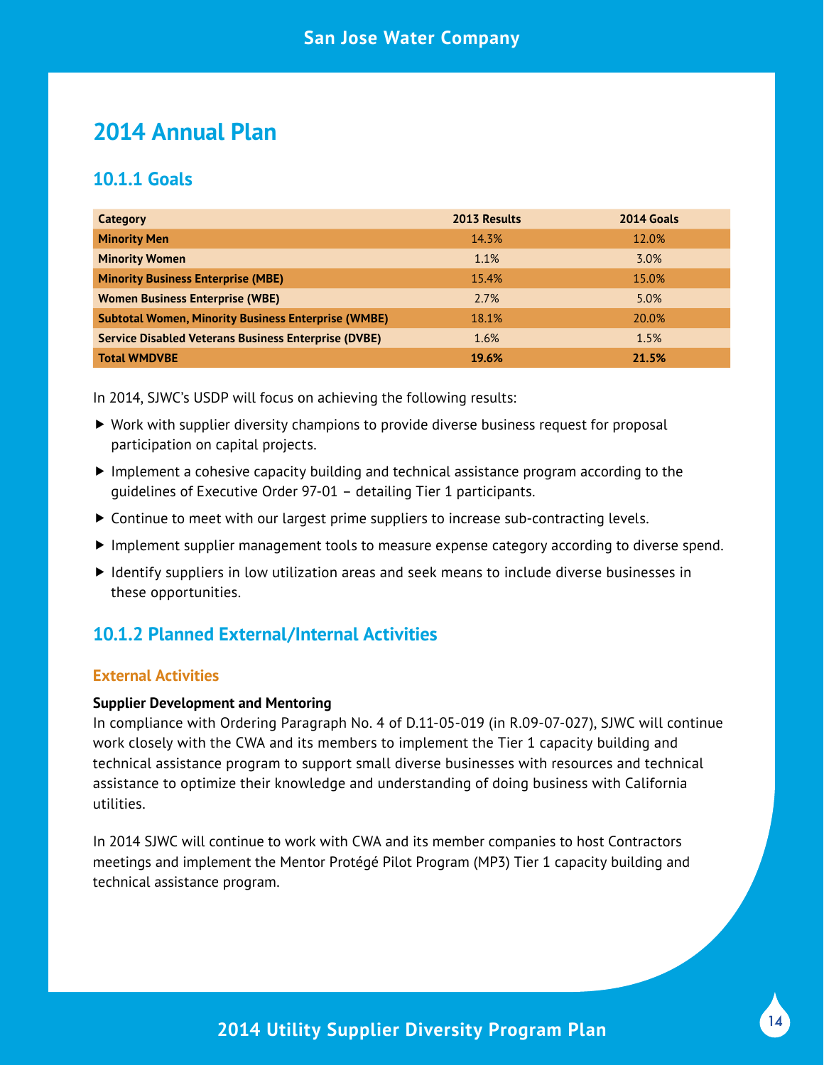# 2014 Annual Plan

## 10.1.1 Goals

| Category | 2013 Results | 2014 Goals |
|---|---|---|
| **Minority Men** | 14.3% | 12.0% |
| **Minority Women** | 1.1% | 3.0% |
| **Minority Business Enterprise (MBE)** | 15.4% | 15.0% |
| **Women Business Enterprise (WBE)** | 2.7% | 5.0% |
| **Subtotal Women, Minority Business Enterprise (WMBE)** | 18.1% | 20.0% |
| **Service Disabled Veterans Business Enterprise (DVBE)** | 1.6% | 1.5% |
| **Total WMDVBE** | **19.6%** | **21.5%** |

In 2014, SJWC's USDP will focus on achieving the following results:

- Work with supplier diversity champions to provide diverse business request for proposal participation on capital projects.
- Implement a cohesive capacity building and technical assistance program according to the guidelines of Executive Order 97-01 – detailing Tier 1 participants.
- Continue to meet with our largest prime suppliers to increase sub-contracting levels.
- Implement supplier management tools to measure expense category according to diverse spend.
- Identify suppliers in low utilization areas and seek means to include diverse businesses in these opportunities.

## 10.1.2 Planned External/Internal Activities

### External Activities

**Supplier Development and Mentoring**

In compliance with Ordering Paragraph No. 4 of D.11-05-019 (in R.09-07-027), SJWC will continue work closely with the CWA and its members to implement the Tier 1 capacity building and technical assistance program to support small diverse businesses with resources and technical assistance to optimize their knowledge and understanding of doing business with California utilities.

In 2014 SJWC will continue to work with CWA and its member companies to host Contractors meetings and implement the Mentor Protégé Pilot Program (MP3) Tier 1 capacity building and technical assistance program.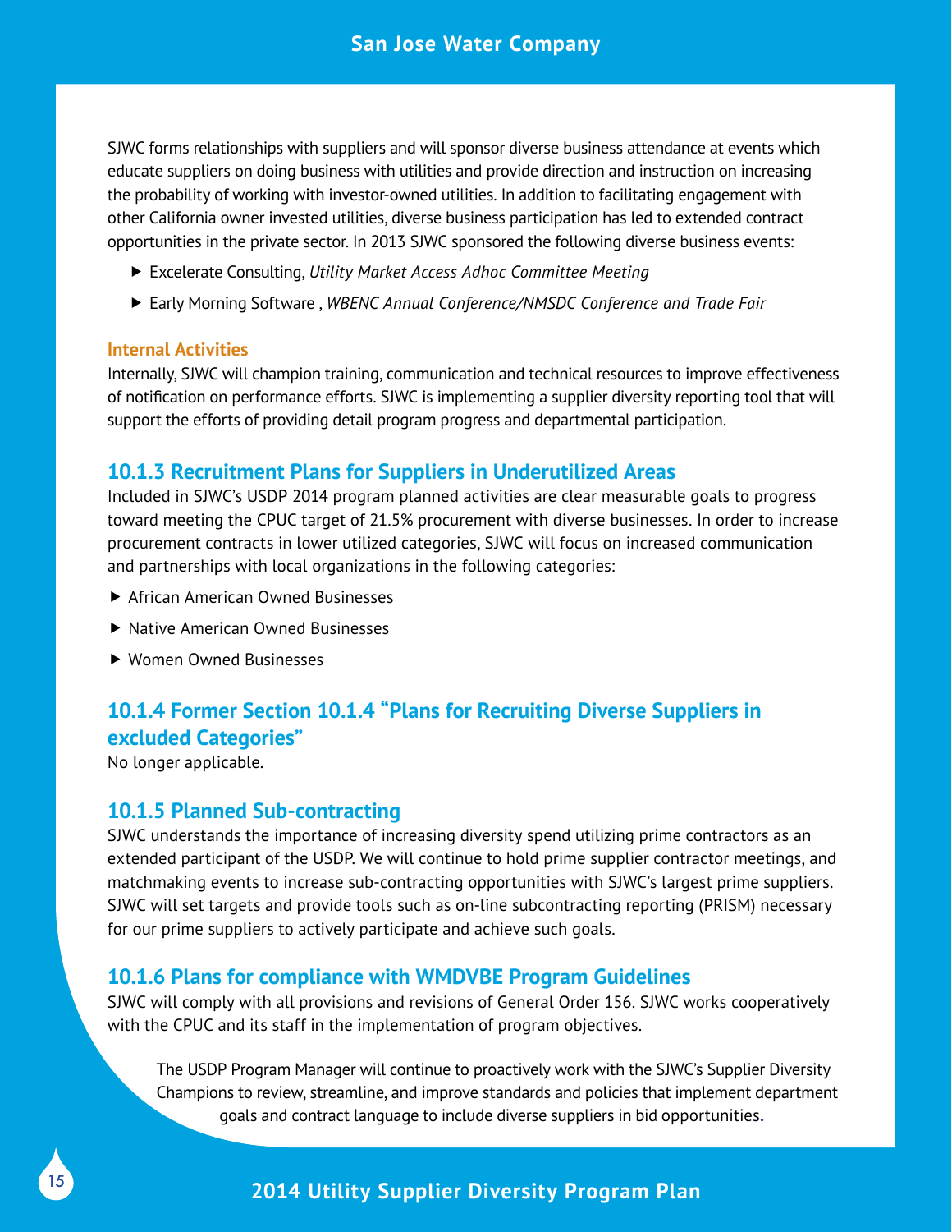SJWC forms relationships with suppliers and will sponsor diverse business attendance at events which educate suppliers on doing business with utilities and provide direction and instruction on increasing the probability of working with investor-owned utilities. In addition to facilitating engagement with other California owner invested utilities, diverse business participation has led to extended contract opportunities in the private sector. In 2013 SJWC sponsored the following diverse business events:

- Excelerate Consulting, *Utility Market Access Adhoc Committee Meeting*
- Early Morning Software , *WBENC Annual Conference/NMSDC Conference and Trade Fair*

**Internal Activities**

Internally, SJWC will champion training, communication and technical resources to improve effectiveness of notification on performance efforts. SJWC is implementing a supplier diversity reporting tool that will support the efforts of providing detail program progress and departmental participation.

### 10.1.3 Recruitment Plans for Suppliers in Underutilized Areas

Included in SJWC's USDP 2014 program planned activities are clear measurable goals to progress toward meeting the CPUC target of 21.5% procurement with diverse businesses. In order to increase procurement contracts in lower utilized categories, SJWC will focus on increased communication and partnerships with local organizations in the following categories:

- African American Owned Businesses
- Native American Owned Businesses
- Women Owned Businesses

### 10.1.4 Former Section 10.1.4 "Plans for Recruiting Diverse Suppliers in excluded Categories"

No longer applicable.

### 10.1.5 Planned Sub-contracting

SJWC understands the importance of increasing diversity spend utilizing prime contractors as an extended participant of the USDP. We will continue to hold prime supplier contractor meetings, and matchmaking events to increase sub-contracting opportunities with SJWC's largest prime suppliers. SJWC will set targets and provide tools such as on-line subcontracting reporting (PRISM) necessary for our prime suppliers to actively participate and achieve such goals.

### 10.1.6 Plans for compliance with WMDVBE Program Guidelines

SJWC will comply with all provisions and revisions of General Order 156. SJWC works cooperatively with the CPUC and its staff in the implementation of program objectives.

The USDP Program Manager will continue to proactively work with the SJWC's Supplier Diversity Champions to review, streamline, and improve standards and policies that implement department goals and contract language to include diverse suppliers in bid opportunities.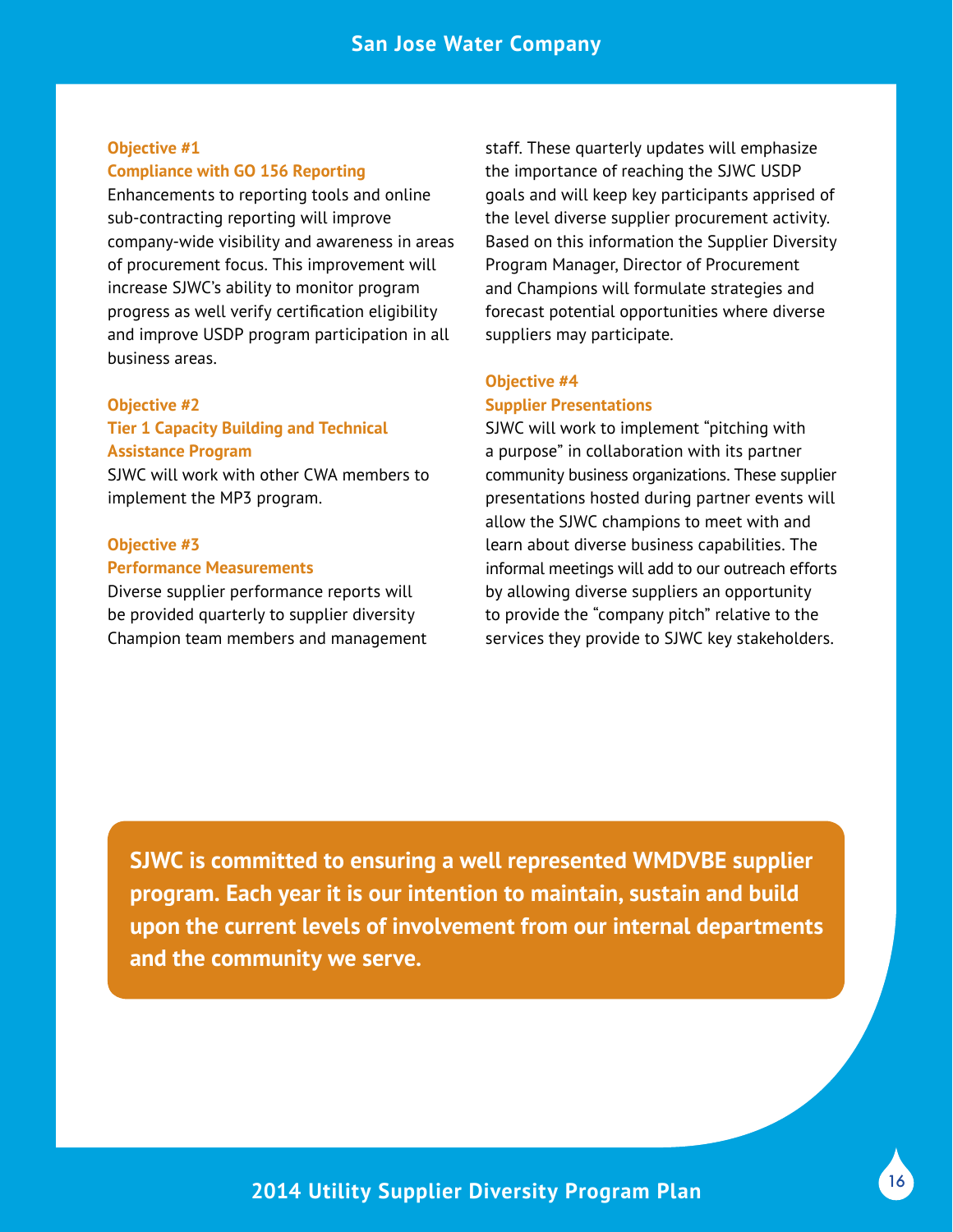### Objective #1
### Compliance with GO 156 Reporting

Enhancements to reporting tools and online sub-contracting reporting will improve company-wide visibility and awareness in areas of procurement focus. This improvement will increase SJWC's ability to monitor program progress as well verify certification eligibility and improve USDP program participation in all business areas.

### Objective #2
### Tier 1 Capacity Building and Technical Assistance Program

SJWC will work with other CWA members to implement the MP3 program.

### Objective #3
### Performance Measurements

Diverse supplier performance reports will be provided quarterly to supplier diversity Champion team members and management staff. These quarterly updates will emphasize the importance of reaching the SJWC USDP goals and will keep key participants apprised of the level diverse supplier procurement activity. Based on this information the Supplier Diversity Program Manager, Director of Procurement and Champions will formulate strategies and forecast potential opportunities where diverse suppliers may participate.

### Objective #4
### Supplier Presentations

SJWC will work to implement "pitching with a purpose" in collaboration with its partner community business organizations. These supplier presentations hosted during partner events will allow the SJWC champions to meet with and learn about diverse business capabilities. The informal meetings will add to our outreach efforts by allowing diverse suppliers an opportunity to provide the "company pitch" relative to the services they provide to SJWC key stakeholders.

**SJWC is committed to ensuring a well represented WMDVBE supplier program. Each year it is our intention to maintain, sustain and build upon the current levels of involvement from our internal departments and the community we serve.**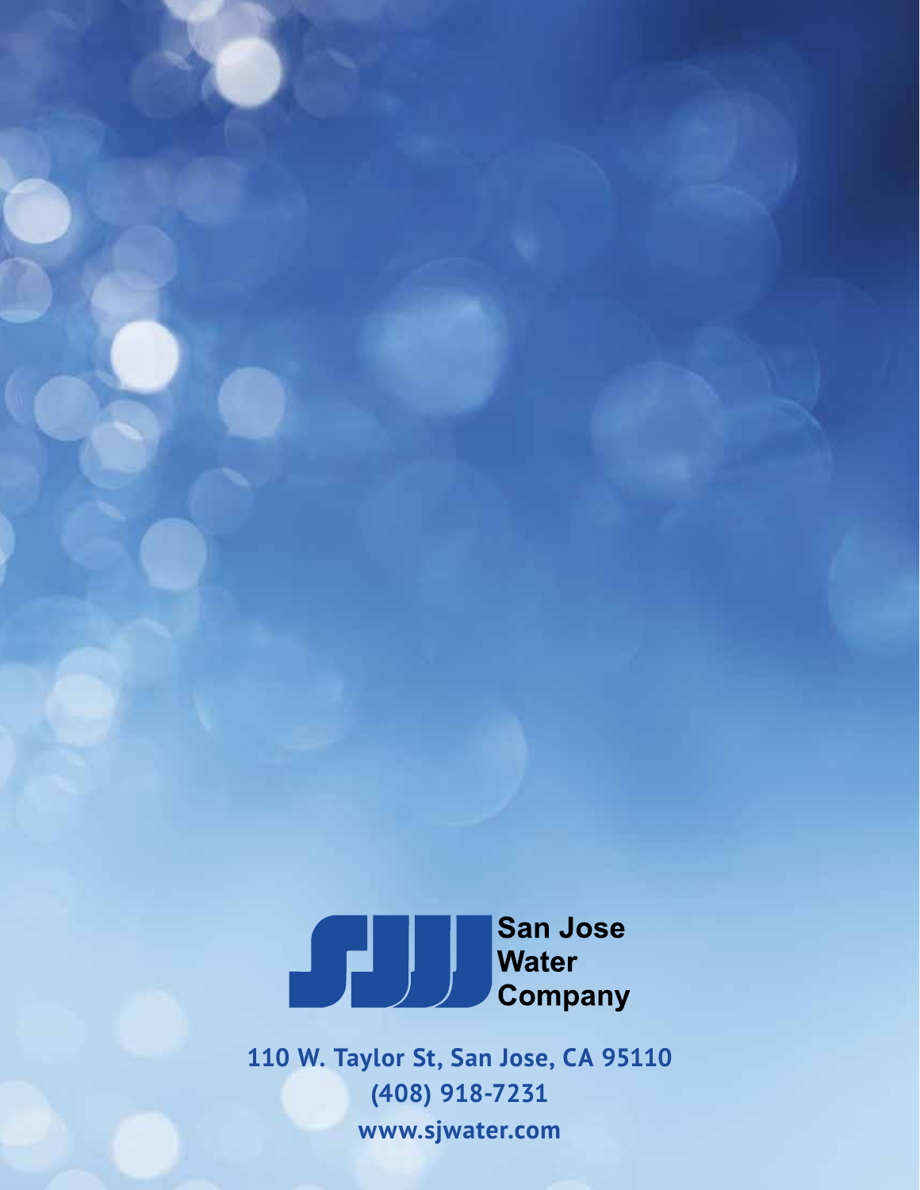San Jose
Water
Company

**110 W. Taylor St, San Jose, CA 95110**
**(408) 918-7231**
**www.sjwater.com**